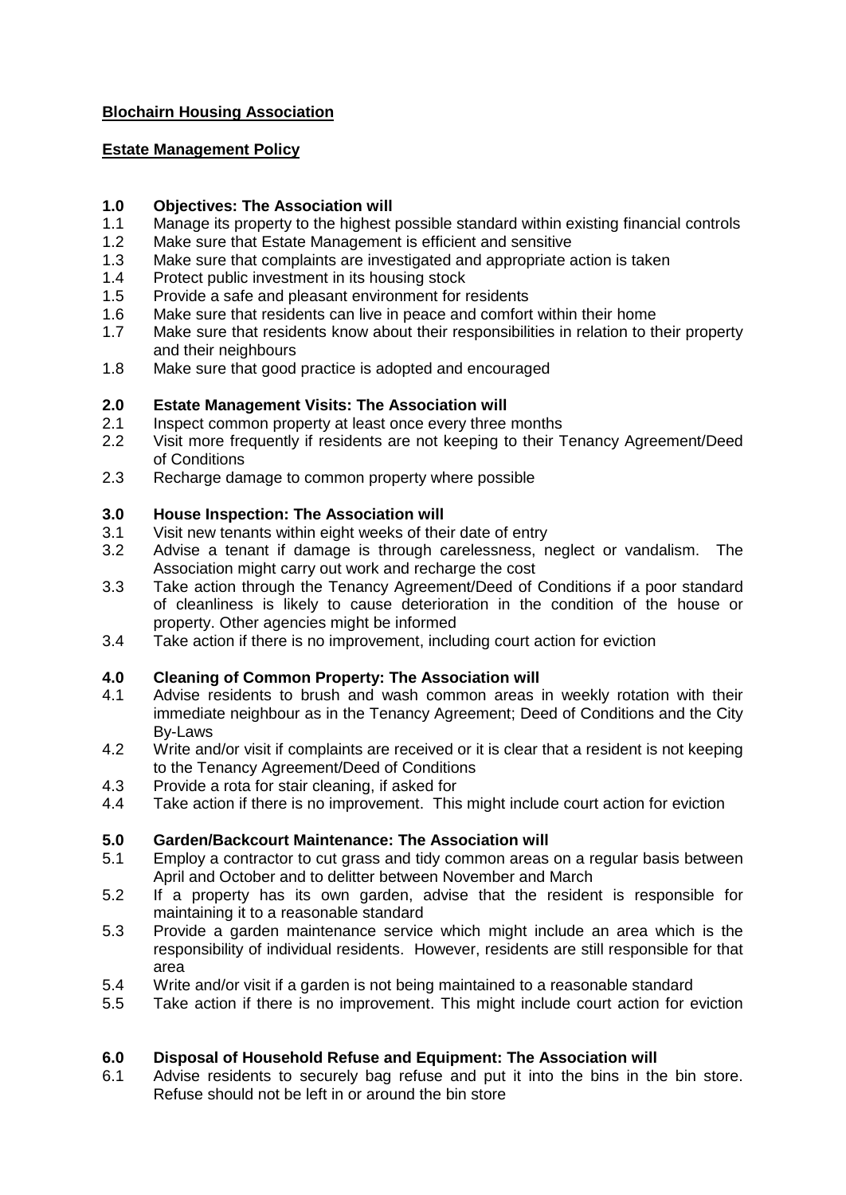**Blochairn Housing Association**

**Estate Management Policy**

**1.0 Objectives: The Association will**

1.1 Manage its property to the highest possible standard within existing financial controls
1.2 Make sure that Estate Management is efficient and sensitive
1.3 Make sure that complaints are investigated and appropriate action is taken
1.4 Protect public investment in its housing stock
1.5 Provide a safe and pleasant environment for residents
1.6 Make sure that residents can live in peace and comfort within their home
1.7 Make sure that residents know about their responsibilities in relation to their property and their neighbours
1.8 Make sure that good practice is adopted and encouraged

**2.0 Estate Management Visits: The Association will**

2.1 Inspect common property at least once every three months
2.2 Visit more frequently if residents are not keeping to their Tenancy Agreement/Deed of Conditions
2.3 Recharge damage to common property where possible

**3.0 House Inspection: The Association will**

3.1 Visit new tenants within eight weeks of their date of entry
3.2 Advise a tenant if damage is through carelessness, neglect or vandalism. The Association might carry out work and recharge the cost
3.3 Take action through the Tenancy Agreement/Deed of Conditions if a poor standard of cleanliness is likely to cause deterioration in the condition of the house or property. Other agencies might be informed
3.4 Take action if there is no improvement, including court action for eviction

**4.0 Cleaning of Common Property: The Association will**

4.1 Advise residents to brush and wash common areas in weekly rotation with their immediate neighbour as in the Tenancy Agreement; Deed of Conditions and the City By-Laws
4.2 Write and/or visit if complaints are received or it is clear that a resident is not keeping to the Tenancy Agreement/Deed of Conditions
4.3 Provide a rota for stair cleaning, if asked for
4.4 Take action if there is no improvement. This might include court action for eviction

**5.0 Garden/Backcourt Maintenance: The Association will**

5.1 Employ a contractor to cut grass and tidy common areas on a regular basis between April and October and to delitter between November and March
5.2 If a property has its own garden, advise that the resident is responsible for maintaining it to a reasonable standard
5.3 Provide a garden maintenance service which might include an area which is the responsibility of individual residents. However, residents are still responsible for that area
5.4 Write and/or visit if a garden is not being maintained to a reasonable standard
5.5 Take action if there is no improvement. This might include court action for eviction

**6.0 Disposal of Household Refuse and Equipment: The Association will**

6.1 Advise residents to securely bag refuse and put it into the bins in the bin store. Refuse should not be left in or around the bin store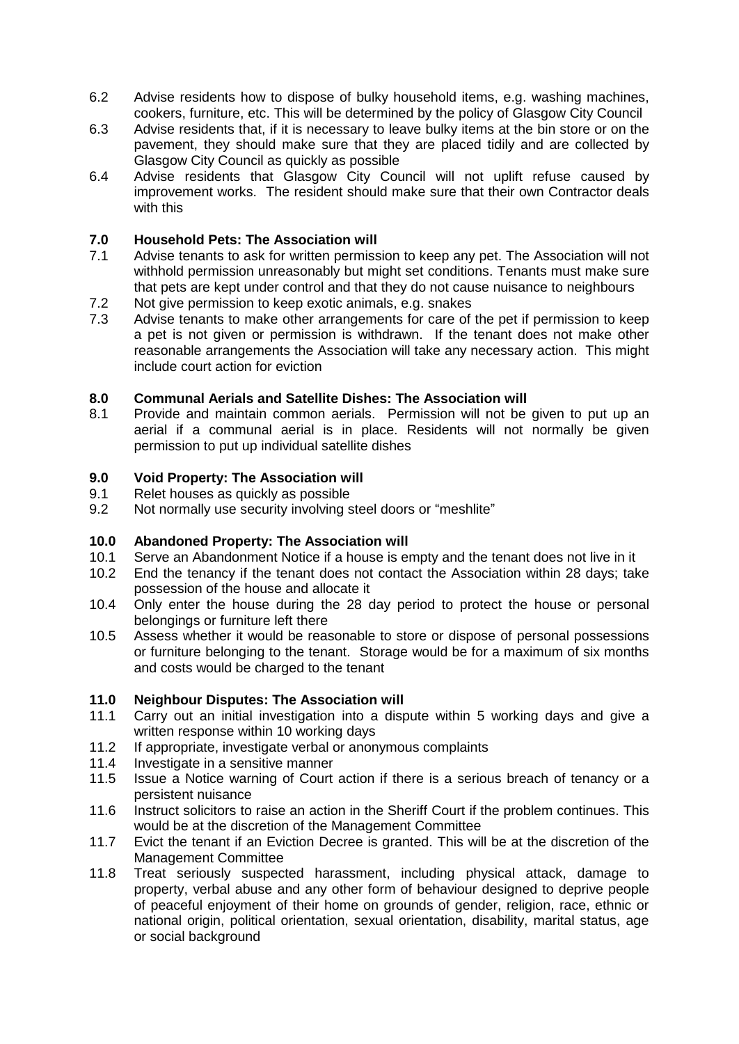6.2 Advise residents how to dispose of bulky household items, e.g. washing machines, cookers, furniture, etc. This will be determined by the policy of Glasgow City Council

6.3 Advise residents that, if it is necessary to leave bulky items at the bin store or on the pavement, they should make sure that they are placed tidily and are collected by Glasgow City Council as quickly as possible

6.4 Advise residents that Glasgow City Council will not uplift refuse caused by improvement works. The resident should make sure that their own Contractor deals with this

## 7.0 Household Pets: The Association will

7.1 Advise tenants to ask for written permission to keep any pet. The Association will not withhold permission unreasonably but might set conditions. Tenants must make sure that pets are kept under control and that they do not cause nuisance to neighbours

7.2 Not give permission to keep exotic animals, e.g. snakes

7.3 Advise tenants to make other arrangements for care of the pet if permission to keep a pet is not given or permission is withdrawn. If the tenant does not make other reasonable arrangements the Association will take any necessary action. This might include court action for eviction

## 8.0 Communal Aerials and Satellite Dishes: The Association will

8.1 Provide and maintain common aerials. Permission will not be given to put up an aerial if a communal aerial is in place. Residents will not normally be given permission to put up individual satellite dishes

## 9.0 Void Property: The Association will

9.1 Relet houses as quickly as possible

9.2 Not normally use security involving steel doors or "meshlite"

## 10.0 Abandoned Property: The Association will

10.1 Serve an Abandonment Notice if a house is empty and the tenant does not live in it

10.2 End the tenancy if the tenant does not contact the Association within 28 days; take possession of the house and allocate it

10.4 Only enter the house during the 28 day period to protect the house or personal belongings or furniture left there

10.5 Assess whether it would be reasonable to store or dispose of personal possessions or furniture belonging to the tenant. Storage would be for a maximum of six months and costs would be charged to the tenant

## 11.0 Neighbour Disputes: The Association will

11.1 Carry out an initial investigation into a dispute within 5 working days and give a written response within 10 working days

11.2 If appropriate, investigate verbal or anonymous complaints

11.4 Investigate in a sensitive manner

11.5 Issue a Notice warning of Court action if there is a serious breach of tenancy or a persistent nuisance

11.6 Instruct solicitors to raise an action in the Sheriff Court if the problem continues. This would be at the discretion of the Management Committee

11.7 Evict the tenant if an Eviction Decree is granted. This will be at the discretion of the Management Committee

11.8 Treat seriously suspected harassment, including physical attack, damage to property, verbal abuse and any other form of behaviour designed to deprive people of peaceful enjoyment of their home on grounds of gender, religion, race, ethnic or national origin, political orientation, sexual orientation, disability, marital status, age or social background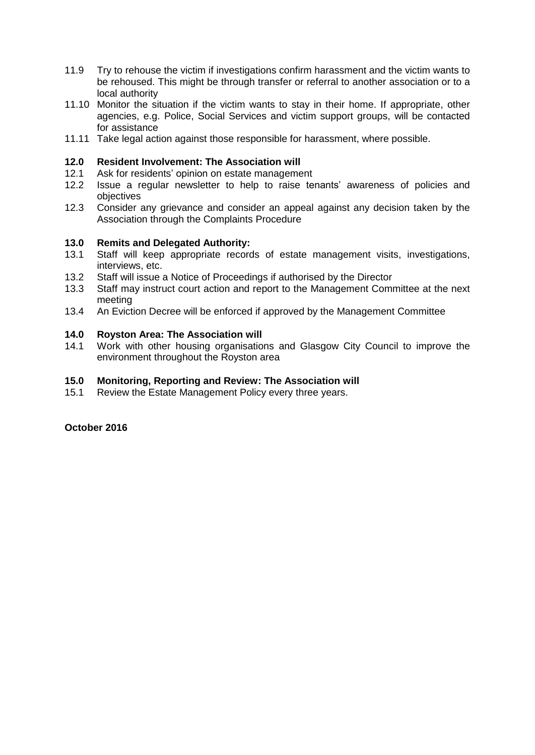11.9 Try to rehouse the victim if investigations confirm harassment and the victim wants to be rehoused. This might be through transfer or referral to another association or to a local authority

11.10 Monitor the situation if the victim wants to stay in their home. If appropriate, other agencies, e.g. Police, Social Services and victim support groups, will be contacted for assistance

11.11 Take legal action against those responsible for harassment, where possible.

**12.0 Resident Involvement: The Association will**

12.1 Ask for residents' opinion on estate management

12.2 Issue a regular newsletter to help to raise tenants' awareness of policies and objectives

12.3 Consider any grievance and consider an appeal against any decision taken by the Association through the Complaints Procedure

**13.0 Remits and Delegated Authority:**

13.1 Staff will keep appropriate records of estate management visits, investigations, interviews, etc.

13.2 Staff will issue a Notice of Proceedings if authorised by the Director

13.3 Staff may instruct court action and report to the Management Committee at the next meeting

13.4 An Eviction Decree will be enforced if approved by the Management Committee

**14.0 Royston Area: The Association will**

14.1 Work with other housing organisations and Glasgow City Council to improve the environment throughout the Royston area

**15.0 Monitoring, Reporting and Review: The Association will**

15.1 Review the Estate Management Policy every three years.

**October 2016**